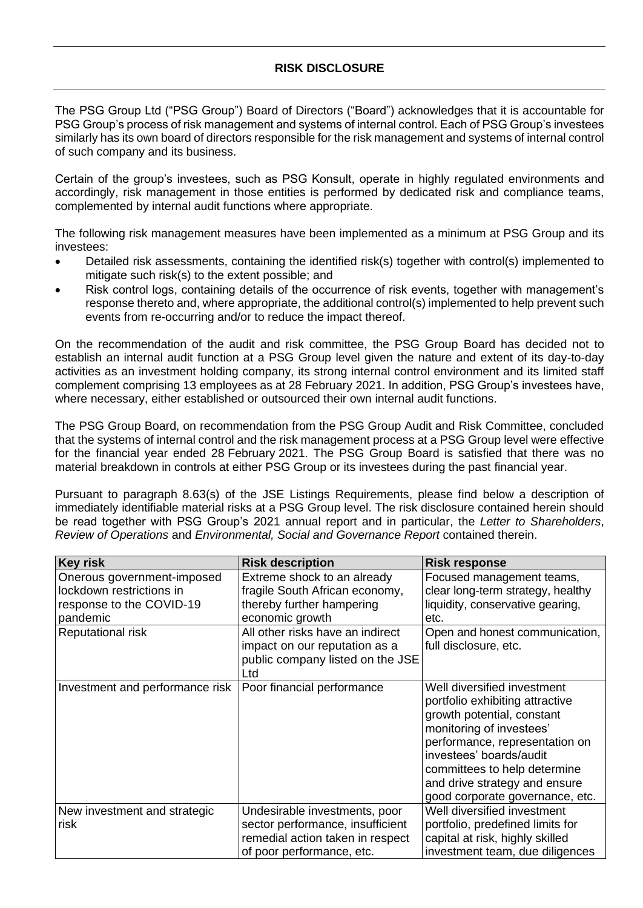# RISK DISCLOSURE

The PSG Group Ltd ("PSG Group") Board of Directors ("Board") acknowledges that it is accountable for PSG Group's process of risk management and systems of internal control. Each of PSG Group's investees similarly has its own board of directors responsible for the risk management and systems of internal control of such company and its business.

Certain of the group's investees, such as PSG Konsult, operate in highly regulated environments and accordingly, risk management in those entities is performed by dedicated risk and compliance teams, complemented by internal audit functions where appropriate.

The following risk management measures have been implemented as a minimum at PSG Group and its investees:

- Detailed risk assessments, containing the identified risk(s) together with control(s) implemented to mitigate such risk(s) to the extent possible; and
- Risk control logs, containing details of the occurrence of risk events, together with management's response thereto and, where appropriate, the additional control(s) implemented to help prevent such events from re-occurring and/or to reduce the impact thereof.

On the recommendation of the audit and risk committee, the PSG Group Board has decided not to establish an internal audit function at a PSG Group level given the nature and extent of its day-to-day activities as an investment holding company, its strong internal control environment and its limited staff complement comprising 13 employees as at 28 February 2021. In addition, PSG Group's investees have, where necessary, either established or outsourced their own internal audit functions.

The PSG Group Board, on recommendation from the PSG Group Audit and Risk Committee, concluded that the systems of internal control and the risk management process at a PSG Group level were effective for the financial year ended 28 February 2021. The PSG Group Board is satisfied that there was no material breakdown in controls at either PSG Group or its investees during the past financial year.

Pursuant to paragraph 8.63(s) of the JSE Listings Requirements, please find below a description of immediately identifiable material risks at a PSG Group level. The risk disclosure contained herein should be read together with PSG Group's 2021 annual report and in particular, the *Letter to Shareholders*, *Review of Operations* and *Environmental, Social and Governance Report* contained therein.

| Key risk | Risk description | Risk response |
|---|---|---|
| Onerous government-imposed lockdown restrictions in response to the COVID-19 pandemic | Extreme shock to an already fragile South African economy, thereby further hampering economic growth | Focused management teams, clear long-term strategy, healthy liquidity, conservative gearing, etc. |
| Reputational risk | All other risks have an indirect impact on our reputation as a public company listed on the JSE Ltd | Open and honest communication, full disclosure, etc. |
| Investment and performance risk | Poor financial performance | Well diversified investment portfolio exhibiting attractive growth potential, constant monitoring of investees' performance, representation on investees' boards/audit committees to help determine and drive strategy and ensure good corporate governance, etc. |
| New investment and strategic risk | Undesirable investments, poor sector performance, insufficient remedial action taken in respect of poor performance, etc. | Well diversified investment portfolio, predefined limits for capital at risk, highly skilled investment team, due diligences |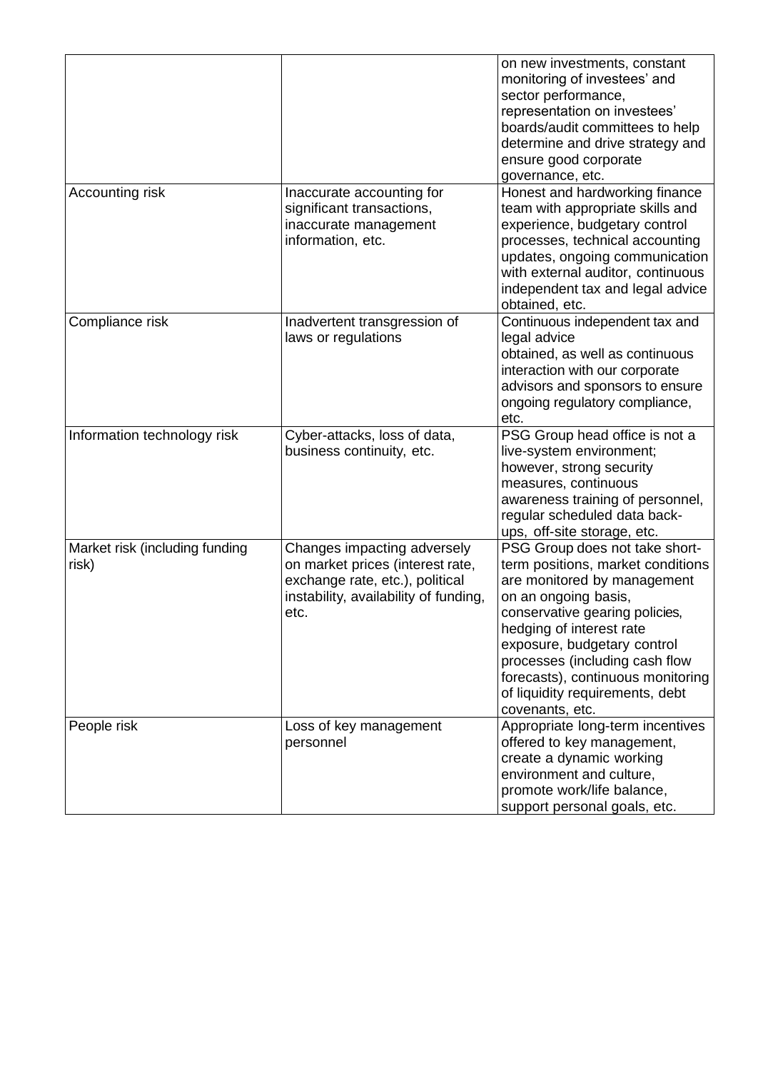| | | |
|---|---|---|
| | | on new investments, constant monitoring of investees' and sector performance, representation on investees' boards/audit committees to help determine and drive strategy and ensure good corporate governance, etc. |
| Accounting risk | Inaccurate accounting for significant transactions, inaccurate management information, etc. | Honest and hardworking finance team with appropriate skills and experience, budgetary control processes, technical accounting updates, ongoing communication with external auditor, continuous independent tax and legal advice obtained, etc. |
| Compliance risk | Inadvertent transgression of laws or regulations | Continuous independent tax and legal advice obtained, as well as continuous interaction with our corporate advisors and sponsors to ensure ongoing regulatory compliance, etc. |
| Information technology risk | Cyber-attacks, loss of data, business continuity, etc. | PSG Group head office is not a live-system environment; however, strong security measures, continuous awareness training of personnel, regular scheduled data back-ups, off-site storage, etc. |
| Market risk (including funding risk) | Changes impacting adversely on market prices (interest rate, exchange rate, etc.), political instability, availability of funding, etc. | PSG Group does not take short-term positions, market conditions are monitored by management on an ongoing basis, conservative gearing policies, hedging of interest rate exposure, budgetary control processes (including cash flow forecasts), continuous monitoring of liquidity requirements, debt covenants, etc. |
| People risk | Loss of key management personnel | Appropriate long-term incentives offered to key management, create a dynamic working environment and culture, promote work/life balance, support personal goals, etc. |